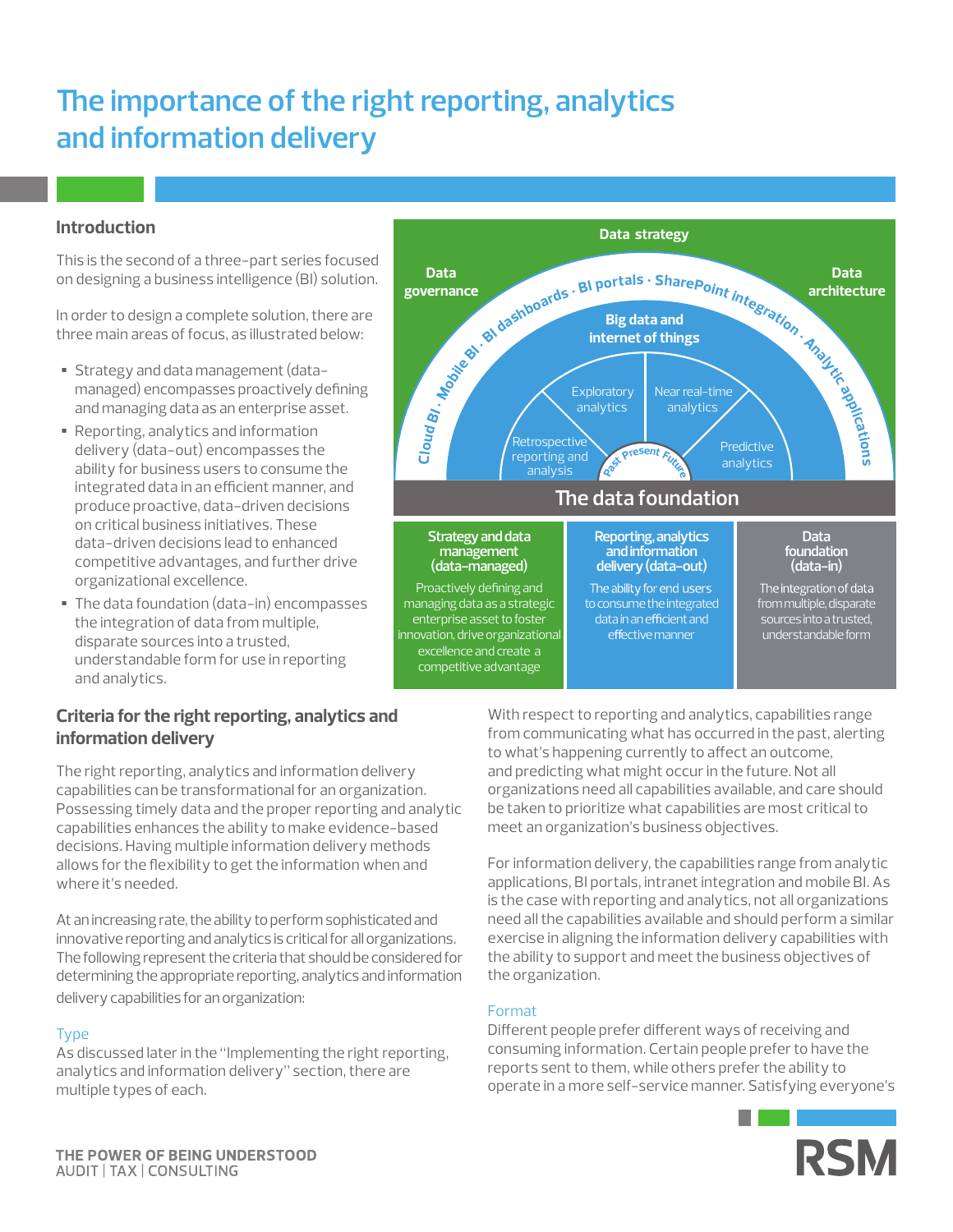# The importance of the right reporting, analytics and information delivery

## Introduction

This is the second of a three-part series focused on designing a business intelligence (BI) solution.

In order to design a complete solution, there are three main areas of focus, as illustrated below:

- Strategy and data management (data-managed) encompasses proactively defining and managing data as an enterprise asset.
- Reporting, analytics and information delivery (data-out) encompasses the ability for business users to consume the integrated data in an efficient manner, and produce proactive, data-driven decisions on critical business initiatives. These data-driven decisions lead to enhanced competitive advantages, and further drive organizational excellence.
- The data foundation (data-in) encompasses the integration of data from multiple, disparate sources into a trusted, understandable form for use in reporting and analytics.

Data strategy

Data governance

Data architecture

Cloud BI · Mobile BI · BI dashboards · BI portals · SharePoint integration · Analytic applications

Big data and internet of things

Exploratory analytics

Near real-time analytics

Retrospective reporting and analysis

Predictive analytics

Past Present Future

The data foundation

| Strategy and data management (data-managed) | Reporting, analytics and information delivery (data-out) | Data foundation (data-in) |
|---|---|---|
| Proactively defining and managing data as a strategic enterprise asset to foster innovation, drive organizational excellence and create a competitive advantage | The ability for end users to consume the integrated data in an efficient and effective manner | The integration of data from multiple, disparate sources into a trusted, understandable form |

## Criteria for the right reporting, analytics and information delivery

The right reporting, analytics and information delivery capabilities can be transformational for an organization. Possessing timely data and the proper reporting and analytic capabilities enhances the ability to make evidence-based decisions. Having multiple information delivery methods allows for the flexibility to get the information when and where it's needed.

At an increasing rate, the ability to perform sophisticated and innovative reporting and analytics is critical for all organizations. The following represent the criteria that should be considered for determining the appropriate reporting, analytics and information delivery capabilities for an organization:

### Type

As discussed later in the "Implementing the right reporting, analytics and information delivery" section, there are multiple types of each.

With respect to reporting and analytics, capabilities range from communicating what has occurred in the past, alerting to what's happening currently to affect an outcome, and predicting what might occur in the future. Not all organizations need all capabilities available, and care should be taken to prioritize what capabilities are most critical to meet an organization's business objectives.

For information delivery, the capabilities range from analytic applications, BI portals, intranet integration and mobile BI. As is the case with reporting and analytics, not all organizations need all the capabilities available and should perform a similar exercise in aligning the information delivery capabilities with the ability to support and meet the business objectives of the organization.

### Format

Different people prefer different ways of receiving and consuming information. Certain people prefer to have the reports sent to them, while others prefer the ability to operate in a more self-service manner. Satisfying everyone's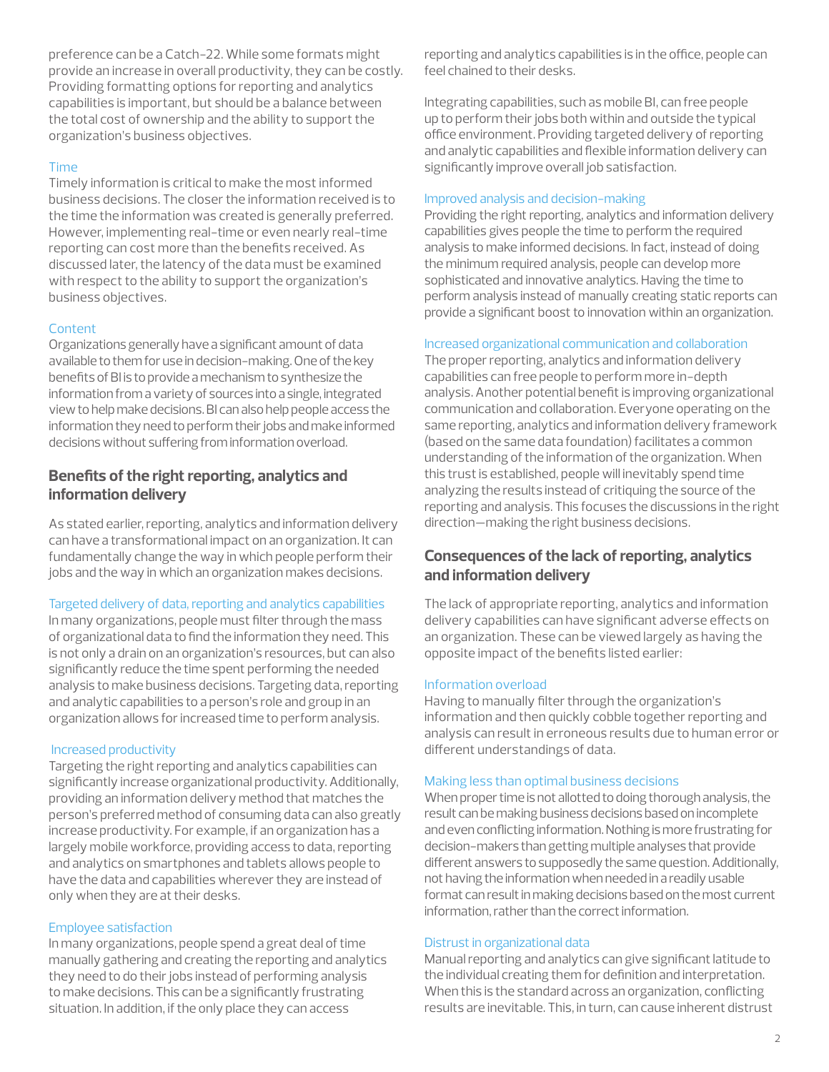preference can be a Catch-22. While some formats might provide an increase in overall productivity, they can be costly. Providing formatting options for reporting and analytics capabilities is important, but should be a balance between the total cost of ownership and the ability to support the organization's business objectives.

### Time

Timely information is critical to make the most informed business decisions. The closer the information received is to the time the information was created is generally preferred. However, implementing real-time or even nearly real-time reporting can cost more than the benefits received. As discussed later, the latency of the data must be examined with respect to the ability to support the organization's business objectives.

### Content

Organizations generally have a significant amount of data available to them for use in decision-making. One of the key benefits of BI is to provide a mechanism to synthesize the information from a variety of sources into a single, integrated view to help make decisions. BI can also help people access the information they need to perform their jobs and make informed decisions without suffering from information overload.

## Benefits of the right reporting, analytics and information delivery

As stated earlier, reporting, analytics and information delivery can have a transformational impact on an organization. It can fundamentally change the way in which people perform their jobs and the way in which an organization makes decisions.

### Targeted delivery of data, reporting and analytics capabilities

In many organizations, people must filter through the mass of organizational data to find the information they need. This is not only a drain on an organization's resources, but can also significantly reduce the time spent performing the needed analysis to make business decisions. Targeting data, reporting and analytic capabilities to a person's role and group in an organization allows for increased time to perform analysis.

### Increased productivity

Targeting the right reporting and analytics capabilities can significantly increase organizational productivity. Additionally, providing an information delivery method that matches the person's preferred method of consuming data can also greatly increase productivity. For example, if an organization has a largely mobile workforce, providing access to data, reporting and analytics on smartphones and tablets allows people to have the data and capabilities wherever they are instead of only when they are at their desks.

### Employee satisfaction

In many organizations, people spend a great deal of time manually gathering and creating the reporting and analytics they need to do their jobs instead of performing analysis to make decisions. This can be a significantly frustrating situation. In addition, if the only place they can access reporting and analytics capabilities is in the office, people can feel chained to their desks.

Integrating capabilities, such as mobile BI, can free people up to perform their jobs both within and outside the typical office environment. Providing targeted delivery of reporting and analytic capabilities and flexible information delivery can significantly improve overall job satisfaction.

### Improved analysis and decision-making

Providing the right reporting, analytics and information delivery capabilities gives people the time to perform the required analysis to make informed decisions. In fact, instead of doing the minimum required analysis, people can develop more sophisticated and innovative analytics. Having the time to perform analysis instead of manually creating static reports can provide a significant boost to innovation within an organization.

### Increased organizational communication and collaboration

The proper reporting, analytics and information delivery capabilities can free people to perform more in-depth analysis. Another potential benefit is improving organizational communication and collaboration. Everyone operating on the same reporting, analytics and information delivery framework (based on the same data foundation) facilitates a common understanding of the information of the organization. When this trust is established, people will inevitably spend time analyzing the results instead of critiquing the source of the reporting and analysis. This focuses the discussions in the right direction—making the right business decisions.

## Consequences of the lack of reporting, analytics and information delivery

The lack of appropriate reporting, analytics and information delivery capabilities can have significant adverse effects on an organization. These can be viewed largely as having the opposite impact of the benefits listed earlier:

### Information overload

Having to manually filter through the organization's information and then quickly cobble together reporting and analysis can result in erroneous results due to human error or different understandings of data.

### Making less than optimal business decisions

When proper time is not allotted to doing thorough analysis, the result can be making business decisions based on incomplete and even conflicting information. Nothing is more frustrating for decision-makers than getting multiple analyses that provide different answers to supposedly the same question. Additionally, not having the information when needed in a readily usable format can result in making decisions based on the most current information, rather than the correct information.

### Distrust in organizational data

Manual reporting and analytics can give significant latitude to the individual creating them for definition and interpretation. When this is the standard across an organization, conflicting results are inevitable. This, in turn, can cause inherent distrust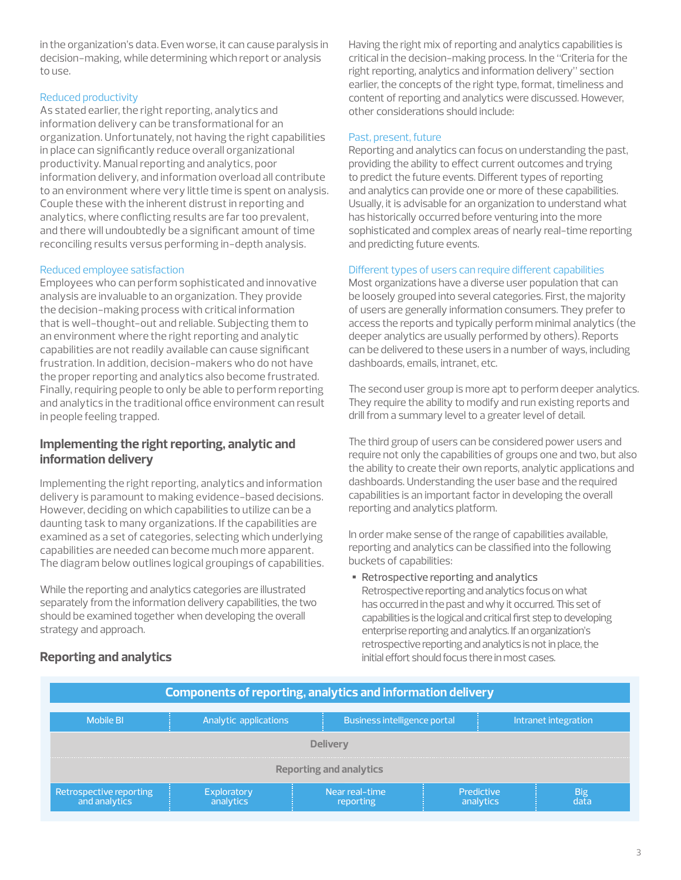in the organization's data. Even worse, it can cause paralysis in decision-making, while determining which report or analysis to use.

### Reduced productivity

As stated earlier, the right reporting, analytics and information delivery can be transformational for an organization. Unfortunately, not having the right capabilities in place can significantly reduce overall organizational productivity. Manual reporting and analytics, poor information delivery, and information overload all contribute to an environment where very little time is spent on analysis. Couple these with the inherent distrust in reporting and analytics, where conflicting results are far too prevalent, and there will undoubtedly be a significant amount of time reconciling results versus performing in-depth analysis.

### Reduced employee satisfaction

Employees who can perform sophisticated and innovative analysis are invaluable to an organization. They provide the decision-making process with critical information that is well-thought-out and reliable. Subjecting them to an environment where the right reporting and analytic capabilities are not readily available can cause significant frustration. In addition, decision-makers who do not have the proper reporting and analytics also become frustrated. Finally, requiring people to only be able to perform reporting and analytics in the traditional office environment can result in people feeling trapped.

## Implementing the right reporting, analytic and information delivery

Implementing the right reporting, analytics and information delivery is paramount to making evidence-based decisions. However, deciding on which capabilities to utilize can be a daunting task to many organizations. If the capabilities are examined as a set of categories, selecting which underlying capabilities are needed can become much more apparent. The diagram below outlines logical groupings of capabilities.

While the reporting and analytics categories are illustrated separately from the information delivery capabilities, the two should be examined together when developing the overall strategy and approach.

## Reporting and analytics

Having the right mix of reporting and analytics capabilities is critical in the decision-making process. In the "Criteria for the right reporting, analytics and information delivery" section earlier, the concepts of the right type, format, timeliness and content of reporting and analytics were discussed. However, other considerations should include:

### Past, present, future

Reporting and analytics can focus on understanding the past, providing the ability to effect current outcomes and trying to predict the future events. Different types of reporting and analytics can provide one or more of these capabilities. Usually, it is advisable for an organization to understand what has historically occurred before venturing into the more sophisticated and complex areas of nearly real-time reporting and predicting future events.

### Different types of users can require different capabilities

Most organizations have a diverse user population that can be loosely grouped into several categories. First, the majority of users are generally information consumers. They prefer to access the reports and typically perform minimal analytics (the deeper analytics are usually performed by others). Reports can be delivered to these users in a number of ways, including dashboards, emails, intranet, etc.

The second user group is more apt to perform deeper analytics. They require the ability to modify and run existing reports and drill from a summary level to a greater level of detail.

The third group of users can be considered power users and require not only the capabilities of groups one and two, but also the ability to create their own reports, analytic applications and dashboards. Understanding the user base and the required capabilities is an important factor in developing the overall reporting and analytics platform.

In order make sense of the range of capabilities available, reporting and analytics can be classified into the following buckets of capabilities:

- Retrospective reporting and analytics
  Retrospective reporting and analytics focus on what has occurred in the past and why it occurred. This set of capabilities is the logical and critical first step to developing enterprise reporting and analytics. If an organization's retrospective reporting and analytics is not in place, the initial effort should focus there in most cases.

**Components of reporting, analytics and information delivery**

| Mobile BI | Analytic applications | Business intelligence portal | Intranet integration | |
|---|---|---|---|---|
| **Delivery** | | | | |
| **Reporting and analytics** | | | | |
| Retrospective reporting and analytics | Exploratory analytics | Near real-time reporting | Predictive analytics | Big data |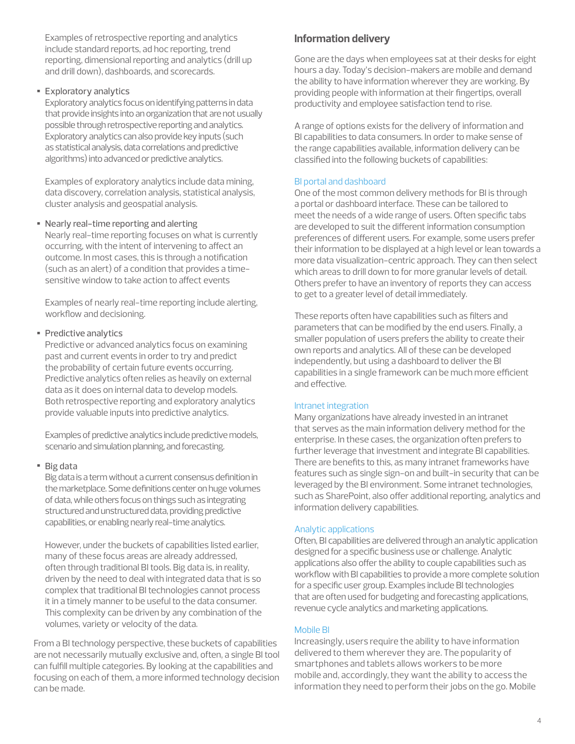Examples of retrospective reporting and analytics include standard reports, ad hoc reporting, trend reporting, dimensional reporting and analytics (drill up and drill down), dashboards, and scorecards.

- Exploratory analytics
  Exploratory analytics focus on identifying patterns in data that provide insights into an organization that are not usually possible through retrospective reporting and analytics. Exploratory analytics can also provide key inputs (such as statistical analysis, data correlations and predictive algorithms) into advanced or predictive analytics.

  Examples of exploratory analytics include data mining, data discovery, correlation analysis, statistical analysis, cluster analysis and geospatial analysis.

- Nearly real-time reporting and alerting
  Nearly real-time reporting focuses on what is currently occurring, with the intent of intervening to affect an outcome. In most cases, this is through a notification (such as an alert) of a condition that provides a time-sensitive window to take action to affect events

  Examples of nearly real-time reporting include alerting, workflow and decisioning.

- Predictive analytics
  Predictive or advanced analytics focus on examining past and current events in order to try and predict the probability of certain future events occurring. Predictive analytics often relies as heavily on external data as it does on internal data to develop models. Both retrospective reporting and exploratory analytics provide valuable inputs into predictive analytics.

  Examples of predictive analytics include predictive models, scenario and simulation planning, and forecasting.

- Big data
  Big data is a term without a current consensus definition in the marketplace. Some definitions center on huge volumes of data, while others focus on things such as integrating structured and unstructured data, providing predictive capabilities, or enabling nearly real-time analytics.

  However, under the buckets of capabilities listed earlier, many of these focus areas are already addressed, often through traditional BI tools. Big data is, in reality, driven by the need to deal with integrated data that is so complex that traditional BI technologies cannot process it in a timely manner to be useful to the data consumer. This complexity can be driven by any combination of the volumes, variety or velocity of the data.

From a BI technology perspective, these buckets of capabilities are not necessarily mutually exclusive and, often, a single BI tool can fulfill multiple categories. By looking at the capabilities and focusing on each of them, a more informed technology decision can be made.

## Information delivery

Gone are the days when employees sat at their desks for eight hours a day. Today's decision-makers are mobile and demand the ability to have information wherever they are working. By providing people with information at their fingertips, overall productivity and employee satisfaction tend to rise.

A range of options exists for the delivery of information and BI capabilities to data consumers. In order to make sense of the range capabilities available, information delivery can be classified into the following buckets of capabilities:

### BI portal and dashboard

One of the most common delivery methods for BI is through a portal or dashboard interface. These can be tailored to meet the needs of a wide range of users. Often specific tabs are developed to suit the different information consumption preferences of different users. For example, some users prefer their information to be displayed at a high level or lean towards a more data visualization-centric approach. They can then select which areas to drill down to for more granular levels of detail. Others prefer to have an inventory of reports they can access to get to a greater level of detail immediately.

These reports often have capabilities such as filters and parameters that can be modified by the end users. Finally, a smaller population of users prefers the ability to create their own reports and analytics. All of these can be developed independently, but using a dashboard to deliver the BI capabilities in a single framework can be much more efficient and effective.

### Intranet integration

Many organizations have already invested in an intranet that serves as the main information delivery method for the enterprise. In these cases, the organization often prefers to further leverage that investment and integrate BI capabilities. There are benefits to this, as many intranet frameworks have features such as single sign-on and built-in security that can be leveraged by the BI environment. Some intranet technologies, such as SharePoint, also offer additional reporting, analytics and information delivery capabilities.

### Analytic applications

Often, BI capabilities are delivered through an analytic application designed for a specific business use or challenge. Analytic applications also offer the ability to couple capabilities such as workflow with BI capabilities to provide a more complete solution for a specific user group. Examples include BI technologies that are often used for budgeting and forecasting applications, revenue cycle analytics and marketing applications.

### Mobile BI

Increasingly, users require the ability to have information delivered to them wherever they are. The popularity of smartphones and tablets allows workers to be more mobile and, accordingly, they want the ability to access the information they need to perform their jobs on the go. Mobile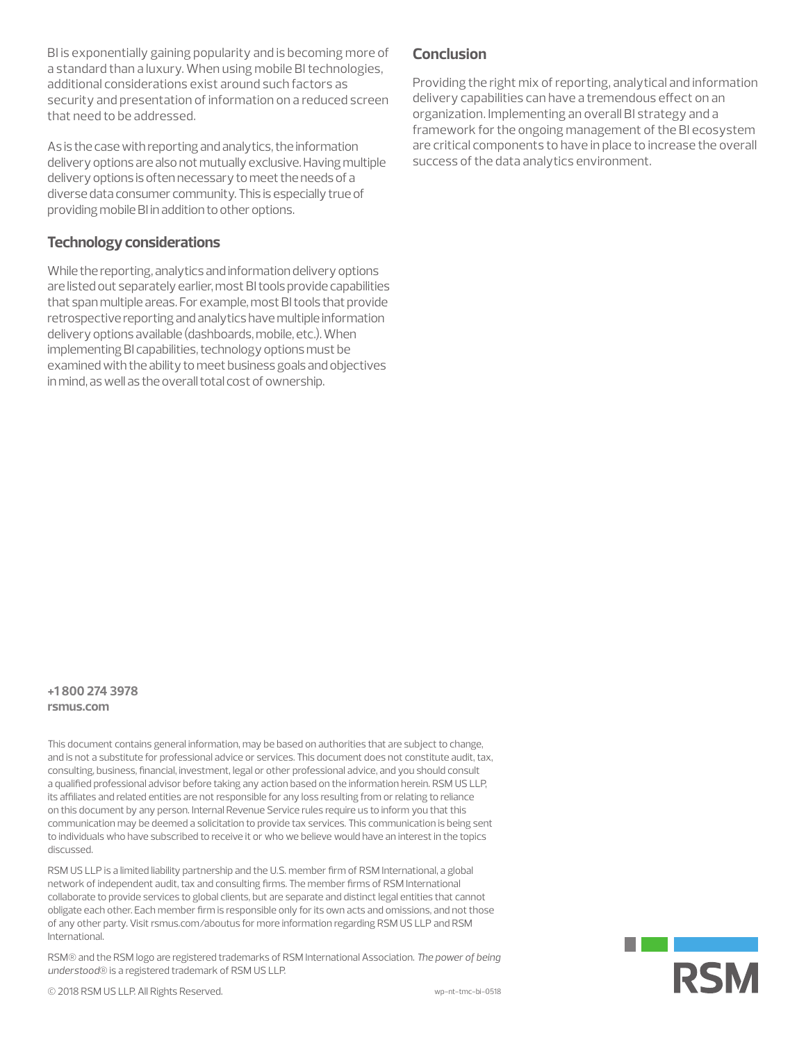BI is exponentially gaining popularity and is becoming more of a standard than a luxury. When using mobile BI technologies, additional considerations exist around such factors as security and presentation of information on a reduced screen that need to be addressed.

As is the case with reporting and analytics, the information delivery options are also not mutually exclusive. Having multiple delivery options is often necessary to meet the needs of a diverse data consumer community. This is especially true of providing mobile BI in addition to other options.

## Technology considerations

While the reporting, analytics and information delivery options are listed out separately earlier, most BI tools provide capabilities that span multiple areas. For example, most BI tools that provide retrospective reporting and analytics have multiple information delivery options available (dashboards, mobile, etc.). When implementing BI capabilities, technology options must be examined with the ability to meet business goals and objectives in mind, as well as the overall total cost of ownership.

## Conclusion

Providing the right mix of reporting, analytical and information delivery capabilities can have a tremendous effect on an organization. Implementing an overall BI strategy and a framework for the ongoing management of the BI ecosystem are critical components to have in place to increase the overall success of the data analytics environment.

**+1 800 274 3978**
**rsmus.com**

This document contains general information, may be based on authorities that are subject to change, and is not a substitute for professional advice or services. This document does not constitute audit, tax, consulting, business, financial, investment, legal or other professional advice, and you should consult a qualified professional advisor before taking any action based on the information herein. RSM US LLP, its affiliates and related entities are not responsible for any loss resulting from or relating to reliance on this document by any person. Internal Revenue Service rules require us to inform you that this communication may be deemed a solicitation to provide tax services. This communication is being sent to individuals who have subscribed to receive it or who we believe would have an interest in the topics discussed.

RSM US LLP is a limited liability partnership and the U.S. member firm of RSM International, a global network of independent audit, tax and consulting firms. The member firms of RSM International collaborate to provide services to global clients, but are separate and distinct legal entities that cannot obligate each other. Each member firm is responsible only for its own acts and omissions, and not those of any other party. Visit rsmus.com/aboutus for more information regarding RSM US LLP and RSM International.

RSM® and the RSM logo are registered trademarks of RSM International Association. *The power of being understood*® is a registered trademark of RSM US LLP.

© 2018 RSM US LLP. All Rights Reserved.

wp-nt-tmc-bi-0518

RSM